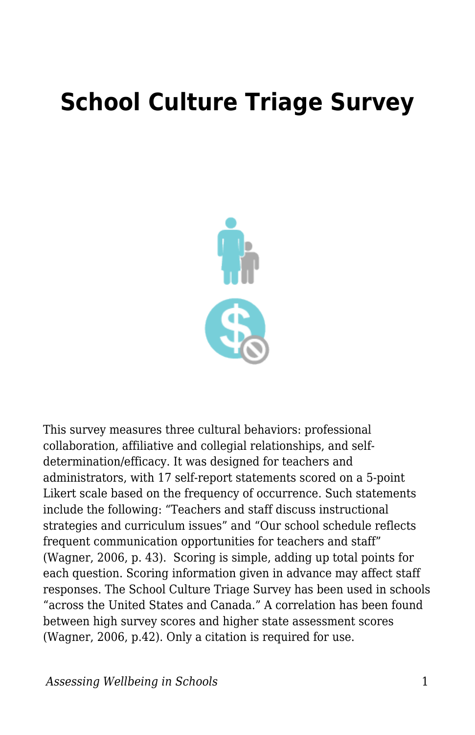# School Culture Triage Survey

This survey measures three cultural behaviors: professional collaboration, affiliative and collegial relationships, and self-determination/efficacy. It was designed for teachers and administrators, with 17 self-report statements scored on a 5-point Likert scale based on the frequency of occurrence. Such statements include the following: "Teachers and staff discuss instructional strategies and curriculum issues" and "Our school schedule reflects frequent communication opportunities for teachers and staff" (Wagner, 2006, p. 43). Scoring is simple, adding up total points for each question. Scoring information given in advance may affect staff responses. The School Culture Triage Survey has been used in schools "across the United States and Canada." A correlation has been found between high survey scores and higher state assessment scores (Wagner, 2006, p.42). Only a citation is required for use.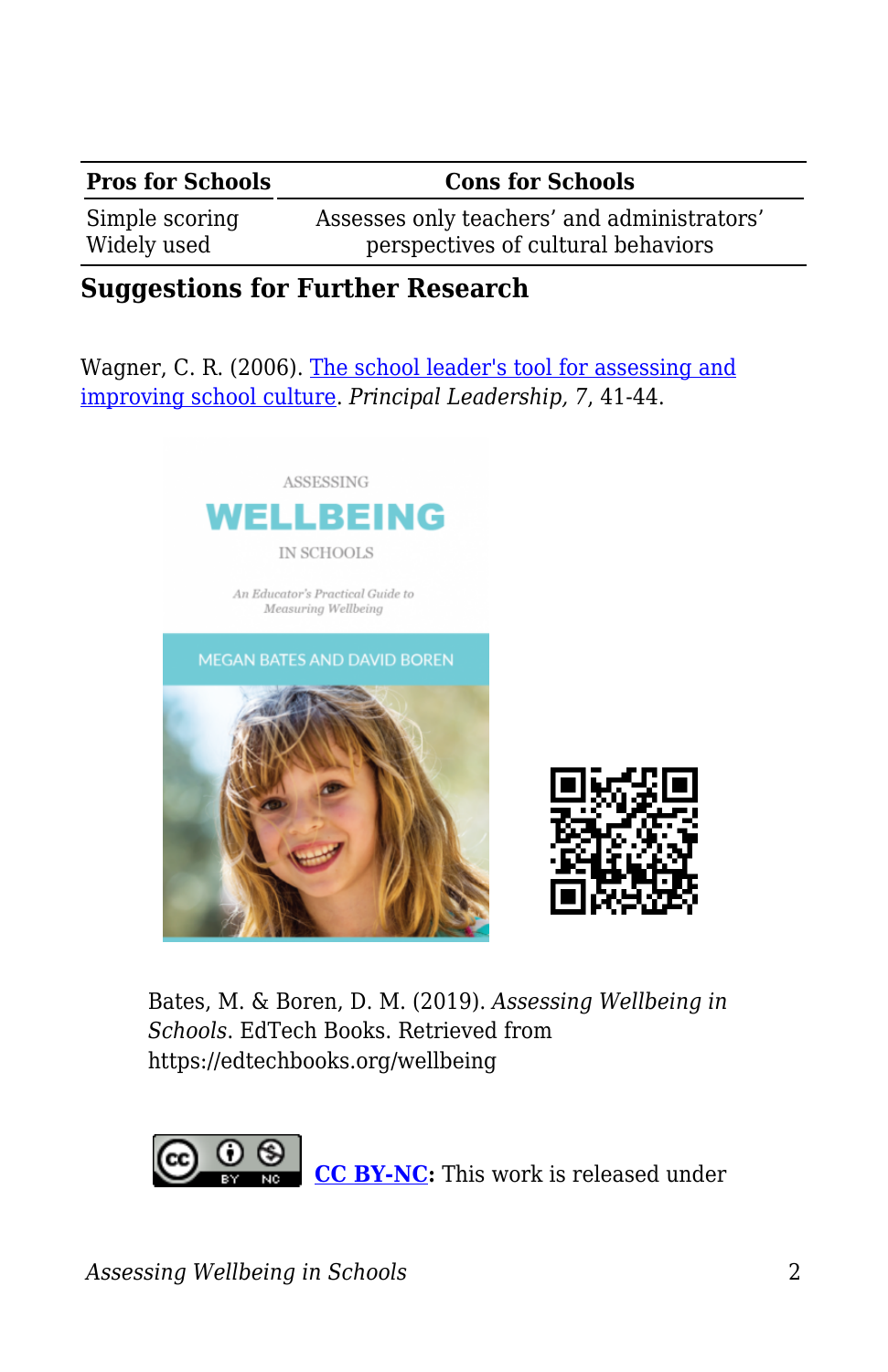| Pros for Schools | Cons for Schools |
|---|---|
| Simple scoring<br>Widely used | Assesses only teachers' and administrators' perspectives of cultural behaviors |

## Suggestions for Further Research

Wagner, C. R. (2006). [The school leader's tool for assessing and improving school culture](). *Principal Leadership, 7*, 41-44.

Bates, M. & Boren, D. M. (2019). *Assessing Wellbeing in Schools*. EdTech Books. Retrieved from https://edtechbooks.org/wellbeing

**[CC BY-NC]():** This work is released under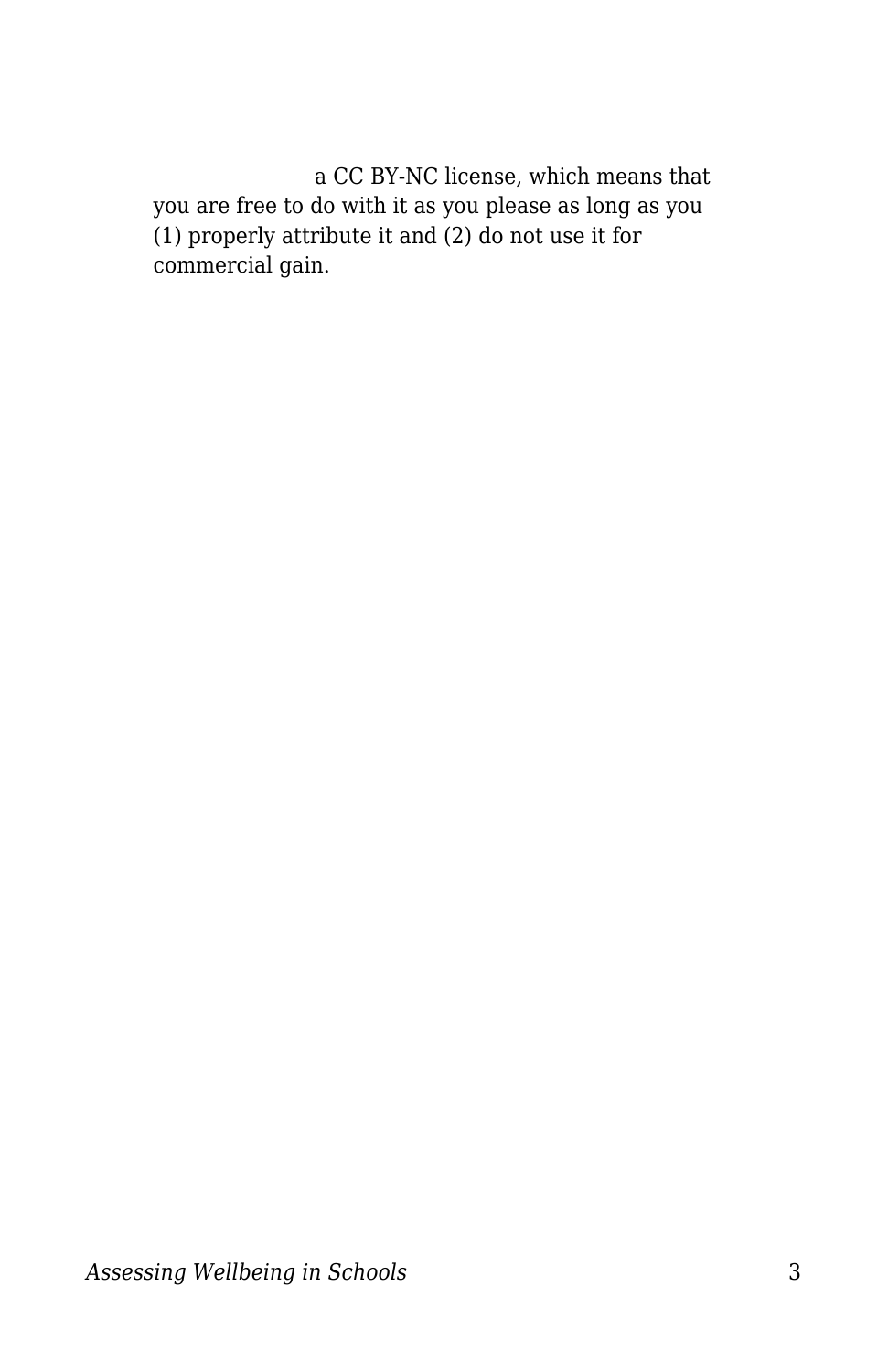a CC BY-NC license, which means that you are free to do with it as you please as long as you (1) properly attribute it and (2) do not use it for commercial gain.